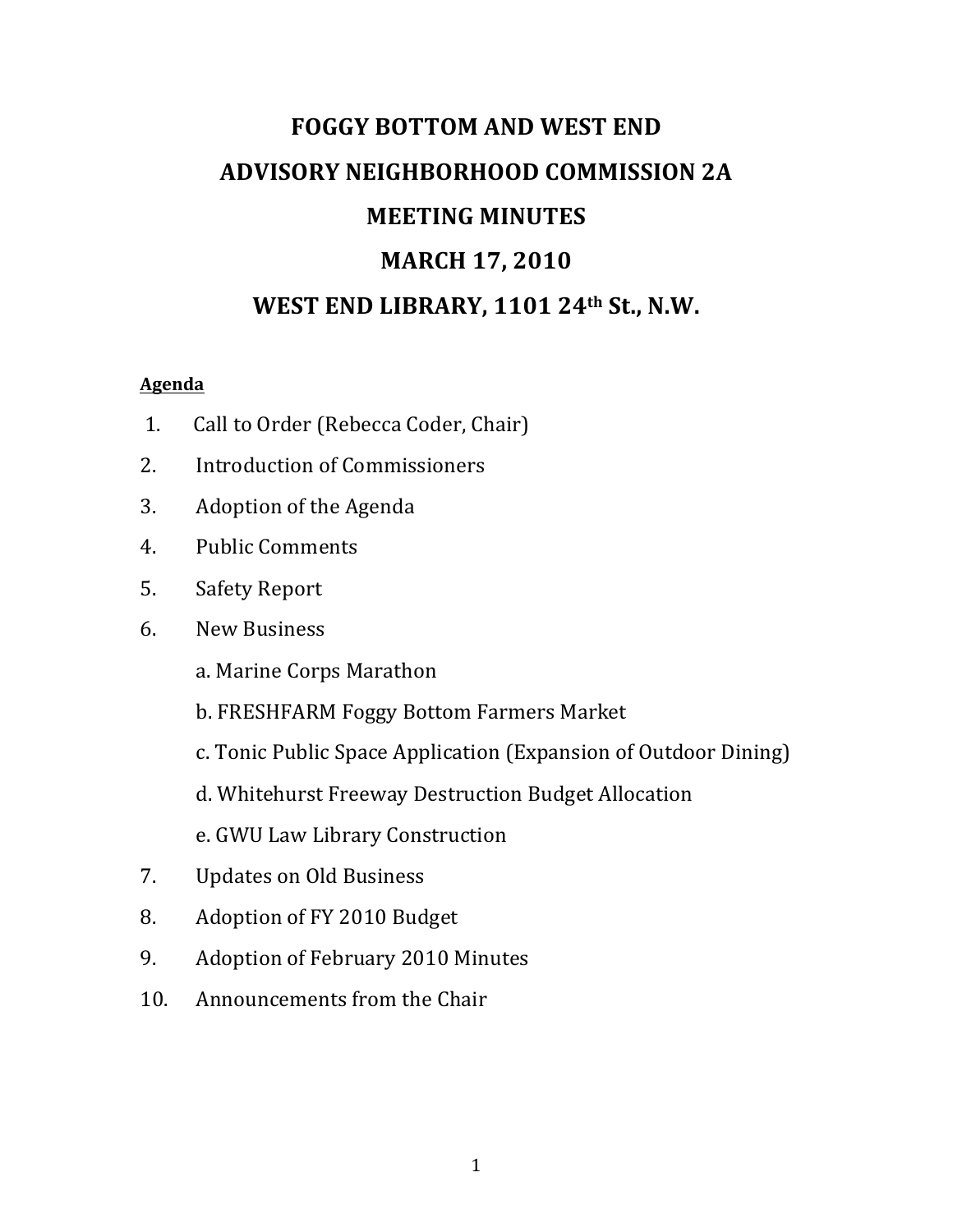# FOGGY BOTTOM AND WEST END

# ADVISORY NEIGHBORHOOD COMMISSION 2A

# MEETING MINUTES

# MARCH 17, 2010

# WEST END LIBRARY, 1101 24th St., N.W.

**Agenda**

1. Call to Order (Rebecca Coder, Chair)
2. Introduction of Commissioners
3. Adoption of the Agenda
4. Public Comments
5. Safety Report
6. New Business
   
   a. Marine Corps Marathon
   
   b. FRESHFARM Foggy Bottom Farmers Market
   
   c. Tonic Public Space Application (Expansion of Outdoor Dining)
   
   d. Whitehurst Freeway Destruction Budget Allocation
   
   e. GWU Law Library Construction
7. Updates on Old Business
8. Adoption of FY 2010 Budget
9. Adoption of February 2010 Minutes
10. Announcements from the Chair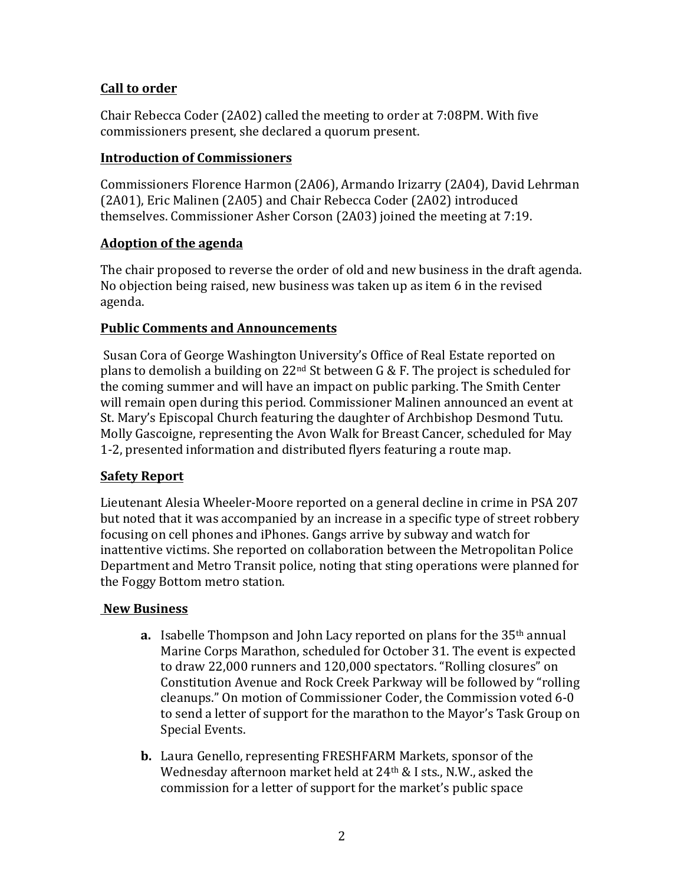**Call to order**

Chair Rebecca Coder (2A02) called the meeting to order at 7:08PM. With five commissioners present, she declared a quorum present.

**Introduction of Commissioners**

Commissioners Florence Harmon (2A06), Armando Irizarry (2A04), David Lehrman (2A01), Eric Malinen (2A05) and Chair Rebecca Coder (2A02) introduced themselves. Commissioner Asher Corson (2A03) joined the meeting at 7:19.

**Adoption of the agenda**

The chair proposed to reverse the order of old and new business in the draft agenda. No objection being raised, new business was taken up as item 6 in the revised agenda.

**Public Comments and Announcements**

Susan Cora of George Washington University's Office of Real Estate reported on plans to demolish a building on 22nd St between G & F. The project is scheduled for the coming summer and will have an impact on public parking. The Smith Center will remain open during this period. Commissioner Malinen announced an event at St. Mary's Episcopal Church featuring the daughter of Archbishop Desmond Tutu. Molly Gascoigne, representing the Avon Walk for Breast Cancer, scheduled for May 1-2, presented information and distributed flyers featuring a route map.

**Safety Report**

Lieutenant Alesia Wheeler-Moore reported on a general decline in crime in PSA 207 but noted that it was accompanied by an increase in a specific type of street robbery focusing on cell phones and iPhones. Gangs arrive by subway and watch for inattentive victims. She reported on collaboration between the Metropolitan Police Department and Metro Transit police, noting that sting operations were planned for the Foggy Bottom metro station.

**New Business**

- **a.** Isabelle Thompson and John Lacy reported on plans for the 35th annual Marine Corps Marathon, scheduled for October 31. The event is expected to draw 22,000 runners and 120,000 spectators. "Rolling closures" on Constitution Avenue and Rock Creek Parkway will be followed by "rolling cleanups." On motion of Commissioner Coder, the Commission voted 6-0 to send a letter of support for the marathon to the Mayor's Task Group on Special Events.

- **b.** Laura Genello, representing FRESHFARM Markets, sponsor of the Wednesday afternoon market held at 24th & I sts., N.W., asked the commission for a letter of support for the market's public space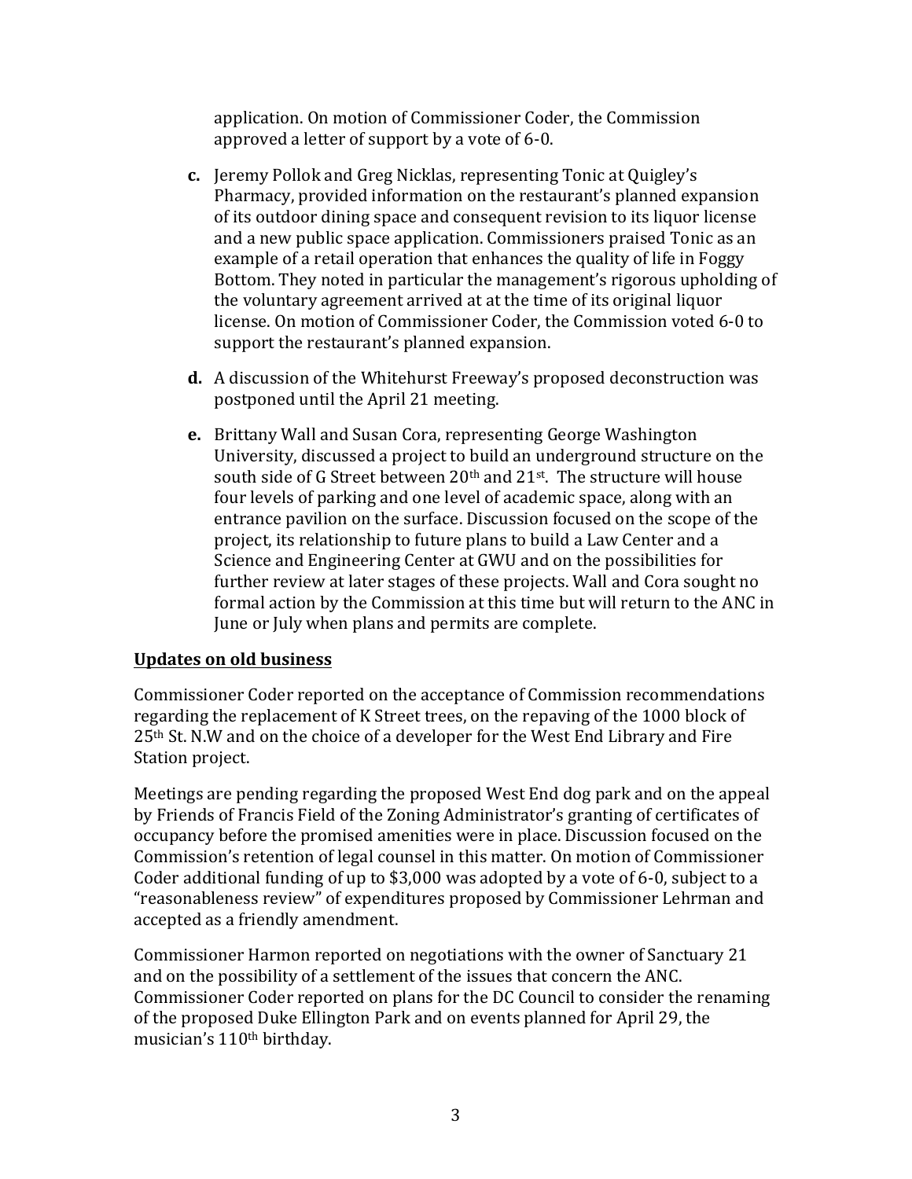application. On motion of Commissioner Coder, the Commission approved a letter of support by a vote of 6-0.

**c.** Jeremy Pollok and Greg Nicklas, representing Tonic at Quigley's Pharmacy, provided information on the restaurant's planned expansion of its outdoor dining space and consequent revision to its liquor license and a new public space application. Commissioners praised Tonic as an example of a retail operation that enhances the quality of life in Foggy Bottom. They noted in particular the management's rigorous upholding of the voluntary agreement arrived at at the time of its original liquor license. On motion of Commissioner Coder, the Commission voted 6-0 to support the restaurant's planned expansion.

**d.** A discussion of the Whitehurst Freeway's proposed deconstruction was postponed until the April 21 meeting.

**e.** Brittany Wall and Susan Cora, representing George Washington University, discussed a project to build an underground structure on the south side of G Street between 20th and 21st. The structure will house four levels of parking and one level of academic space, along with an entrance pavilion on the surface. Discussion focused on the scope of the project, its relationship to future plans to build a Law Center and a Science and Engineering Center at GWU and on the possibilities for further review at later stages of these projects. Wall and Cora sought no formal action by the Commission at this time but will return to the ANC in June or July when plans and permits are complete.

**Updates on old business**

Commissioner Coder reported on the acceptance of Commission recommendations regarding the replacement of K Street trees, on the repaving of the 1000 block of 25th St. N.W and on the choice of a developer for the West End Library and Fire Station project.

Meetings are pending regarding the proposed West End dog park and on the appeal by Friends of Francis Field of the Zoning Administrator's granting of certificates of occupancy before the promised amenities were in place. Discussion focused on the Commission's retention of legal counsel in this matter. On motion of Commissioner Coder additional funding of up to $3,000 was adopted by a vote of 6-0, subject to a "reasonableness review" of expenditures proposed by Commissioner Lehrman and accepted as a friendly amendment.

Commissioner Harmon reported on negotiations with the owner of Sanctuary 21 and on the possibility of a settlement of the issues that concern the ANC. Commissioner Coder reported on plans for the DC Council to consider the renaming of the proposed Duke Ellington Park and on events planned for April 29, the musician's 110th birthday.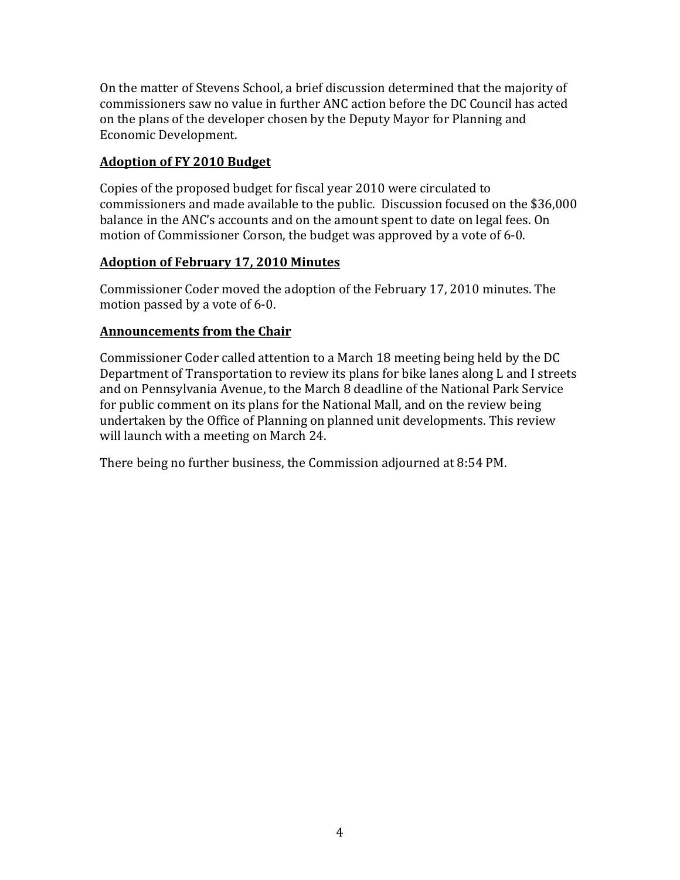On the matter of Stevens School, a brief discussion determined that the majority of commissioners saw no value in further ANC action before the DC Council has acted on the plans of the developer chosen by the Deputy Mayor for Planning and Economic Development.

**Adoption of FY 2010 Budget**

Copies of the proposed budget for fiscal year 2010 were circulated to commissioners and made available to the public. Discussion focused on the $36,000 balance in the ANC's accounts and on the amount spent to date on legal fees. On motion of Commissioner Corson, the budget was approved by a vote of 6-0.

**Adoption of February 17, 2010 Minutes**

Commissioner Coder moved the adoption of the February 17, 2010 minutes. The motion passed by a vote of 6-0.

**Announcements from the Chair**

Commissioner Coder called attention to a March 18 meeting being held by the DC Department of Transportation to review its plans for bike lanes along L and I streets and on Pennsylvania Avenue, to the March 8 deadline of the National Park Service for public comment on its plans for the National Mall, and on the review being undertaken by the Office of Planning on planned unit developments. This review will launch with a meeting on March 24.

There being no further business, the Commission adjourned at 8:54 PM.